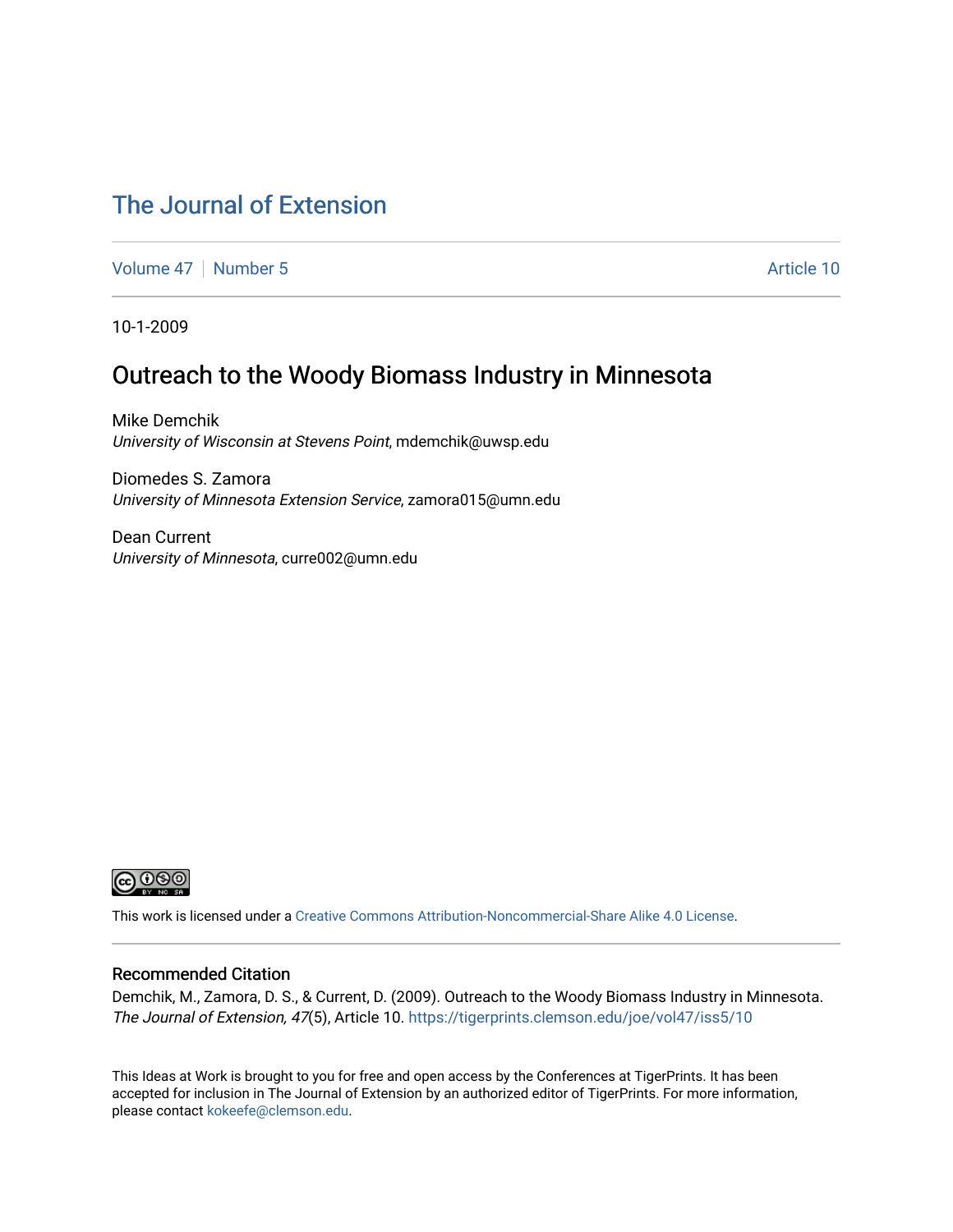# The Journal of Extension

Volume 47 | Number 5 | Article 10

10-1-2009

## Outreach to the Woody Biomass Industry in Minnesota

Mike Demchik
*University of Wisconsin at Stevens Point*, mdemchik@uwsp.edu

Diomedes S. Zamora
*University of Minnesota Extension Service*, zamora015@umn.edu

Dean Current
*University of Minnesota*, curre002@umn.edu

This work is licensed under a Creative Commons Attribution-Noncommercial-Share Alike 4.0 License.

### Recommended Citation

Demchik, M., Zamora, D. S., & Current, D. (2009). Outreach to the Woody Biomass Industry in Minnesota. *The Journal of Extension, 47*(5), Article 10. https://tigerprints.clemson.edu/joe/vol47/iss5/10

This Ideas at Work is brought to you for free and open access by the Conferences at TigerPrints. It has been accepted for inclusion in The Journal of Extension by an authorized editor of TigerPrints. For more information, please contact kokeefe@clemson.edu.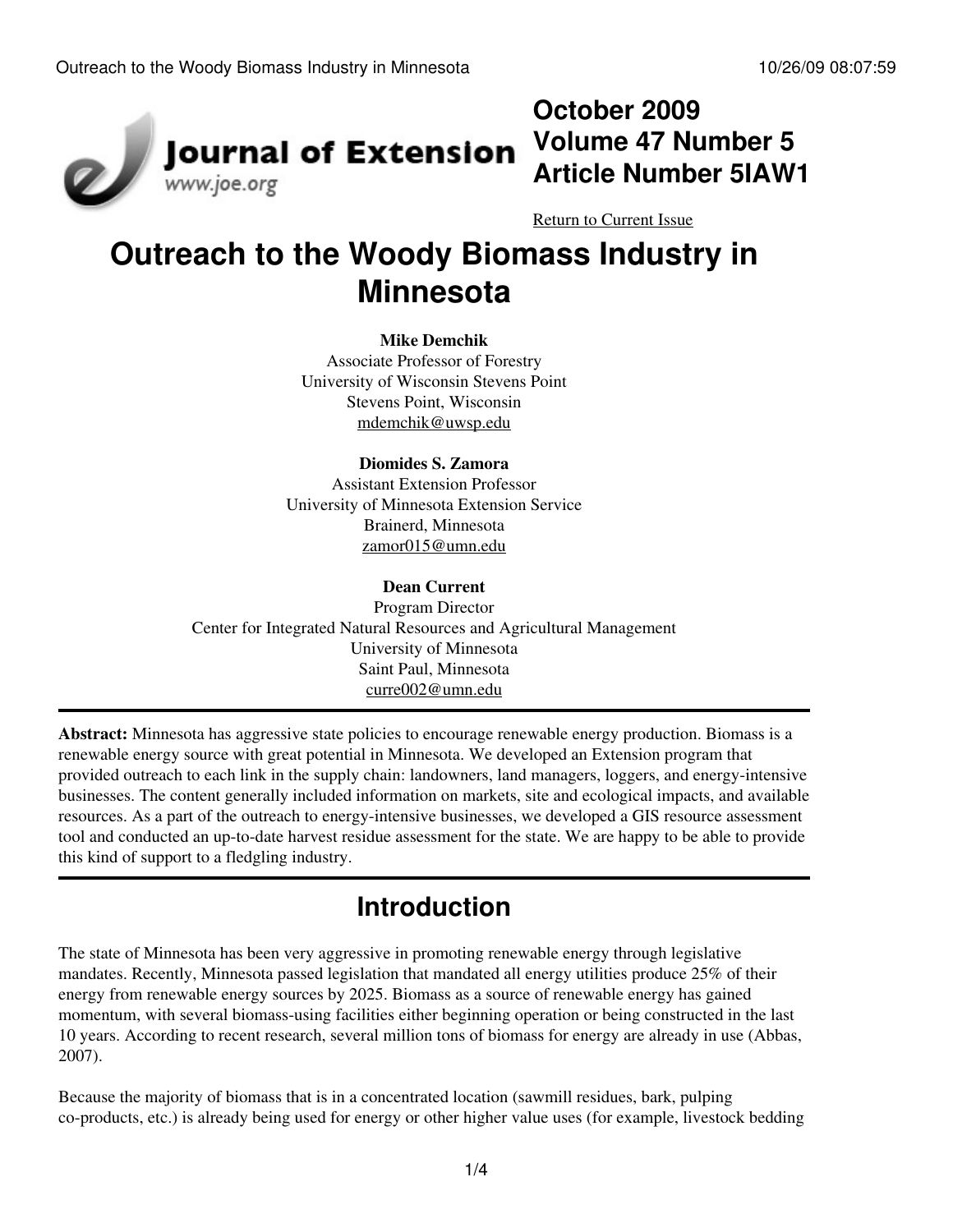October 2009
Volume 47 Number 5
Article Number 5IAW1

Return to Current Issue

# Outreach to the Woody Biomass Industry in Minnesota

**Mike Demchik**
Associate Professor of Forestry
University of Wisconsin Stevens Point
Stevens Point, Wisconsin
mdemchik@uwsp.edu

**Diomides S. Zamora**
Assistant Extension Professor
University of Minnesota Extension Service
Brainerd, Minnesota
zamor015@umn.edu

**Dean Current**
Program Director
Center for Integrated Natural Resources and Agricultural Management
University of Minnesota
Saint Paul, Minnesota
curre002@umn.edu

---

**Abstract:** Minnesota has aggressive state policies to encourage renewable energy production. Biomass is a renewable energy source with great potential in Minnesota. We developed an Extension program that provided outreach to each link in the supply chain: landowners, land managers, loggers, and energy-intensive businesses. The content generally included information on markets, site and ecological impacts, and available resources. As a part of the outreach to energy-intensive businesses, we developed a GIS resource assessment tool and conducted an up-to-date harvest residue assessment for the state. We are happy to be able to provide this kind of support to a fledgling industry.

---

## Introduction

The state of Minnesota has been very aggressive in promoting renewable energy through legislative mandates. Recently, Minnesota passed legislation that mandated all energy utilities produce 25% of their energy from renewable energy sources by 2025. Biomass as a source of renewable energy has gained momentum, with several biomass-using facilities either beginning operation or being constructed in the last 10 years. According to recent research, several million tons of biomass for energy are already in use (Abbas, 2007).

Because the majority of biomass that is in a concentrated location (sawmill residues, bark, pulping co-products, etc.) is already being used for energy or other higher value uses (for example, livestock bedding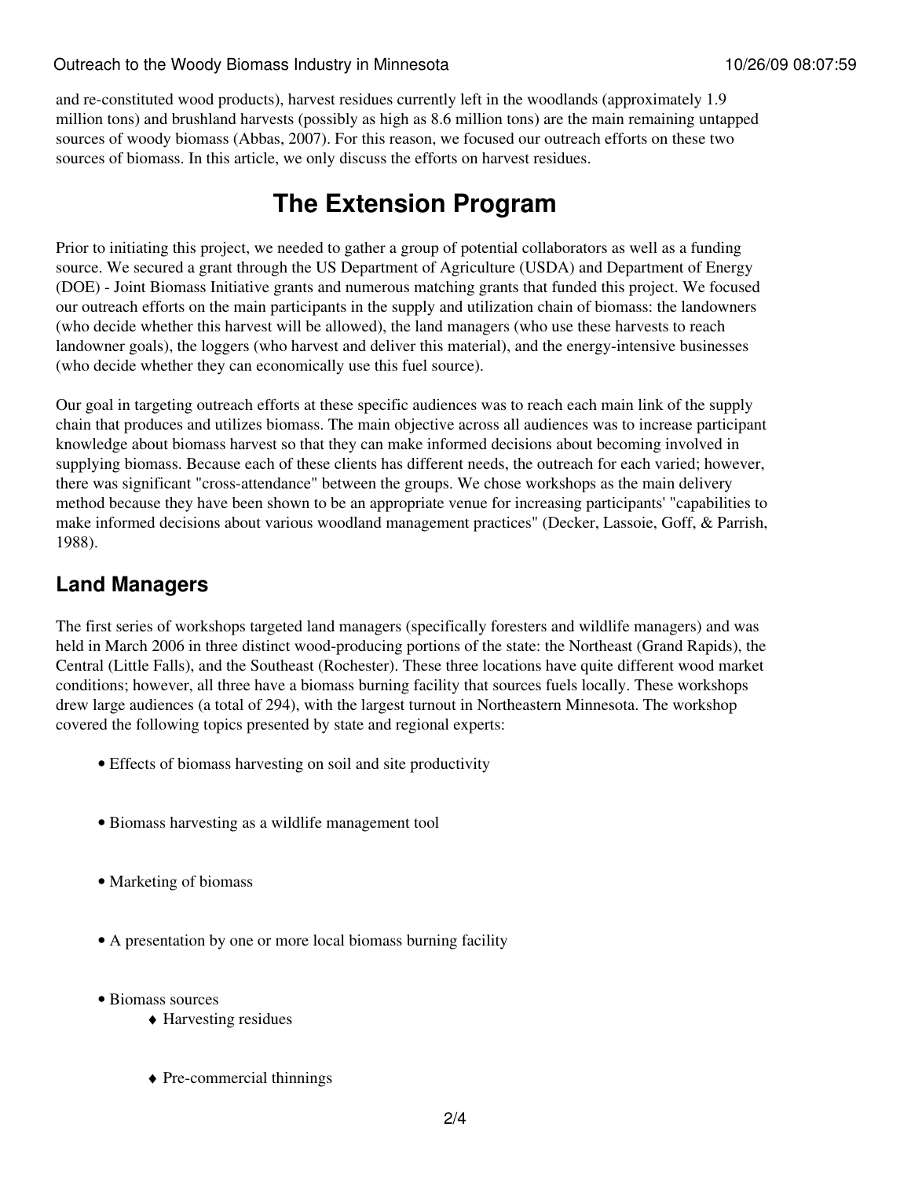and re-constituted wood products), harvest residues currently left in the woodlands (approximately 1.9 million tons) and brushland harvests (possibly as high as 8.6 million tons) are the main remaining untapped sources of woody biomass (Abbas, 2007). For this reason, we focused our outreach efforts on these two sources of biomass. In this article, we only discuss the efforts on harvest residues.

# The Extension Program

Prior to initiating this project, we needed to gather a group of potential collaborators as well as a funding source. We secured a grant through the US Department of Agriculture (USDA) and Department of Energy (DOE) - Joint Biomass Initiative grants and numerous matching grants that funded this project. We focused our outreach efforts on the main participants in the supply and utilization chain of biomass: the landowners (who decide whether this harvest will be allowed), the land managers (who use these harvests to reach landowner goals), the loggers (who harvest and deliver this material), and the energy-intensive businesses (who decide whether they can economically use this fuel source).

Our goal in targeting outreach efforts at these specific audiences was to reach each main link of the supply chain that produces and utilizes biomass. The main objective across all audiences was to increase participant knowledge about biomass harvest so that they can make informed decisions about becoming involved in supplying biomass. Because each of these clients has different needs, the outreach for each varied; however, there was significant "cross-attendance" between the groups. We chose workshops as the main delivery method because they have been shown to be an appropriate venue for increasing participants' "capabilities to make informed decisions about various woodland management practices" (Decker, Lassoie, Goff, & Parrish, 1988).

## Land Managers

The first series of workshops targeted land managers (specifically foresters and wildlife managers) and was held in March 2006 in three distinct wood-producing portions of the state: the Northeast (Grand Rapids), the Central (Little Falls), and the Southeast (Rochester). These three locations have quite different wood market conditions; however, all three have a biomass burning facility that sources fuels locally. These workshops drew large audiences (a total of 294), with the largest turnout in Northeastern Minnesota. The workshop covered the following topics presented by state and regional experts:

- Effects of biomass harvesting on soil and site productivity
- Biomass harvesting as a wildlife management tool
- Marketing of biomass
- A presentation by one or more local biomass burning facility
- Biomass sources
  - Harvesting residues
  - Pre-commercial thinnings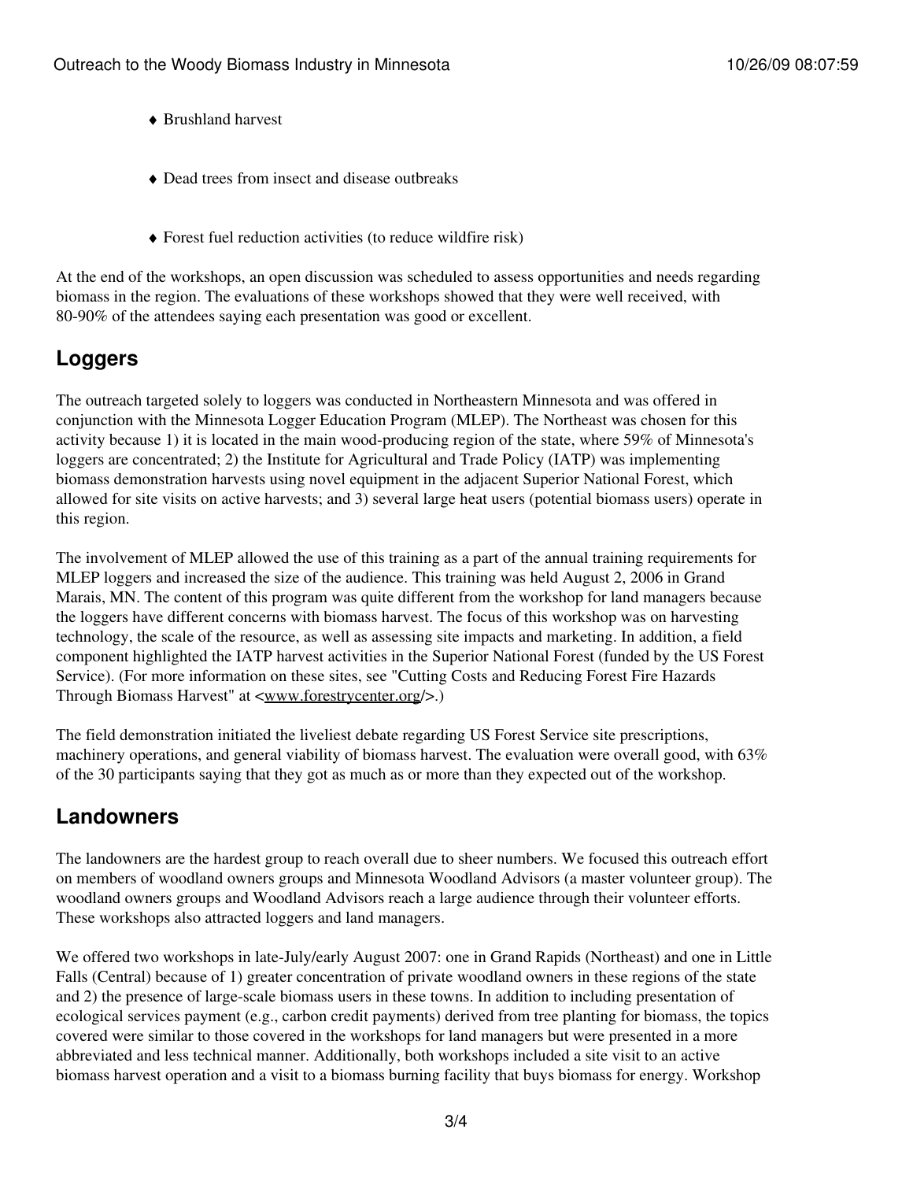- Brushland harvest
- Dead trees from insect and disease outbreaks
- Forest fuel reduction activities (to reduce wildfire risk)

At the end of the workshops, an open discussion was scheduled to assess opportunities and needs regarding biomass in the region. The evaluations of these workshops showed that they were well received, with 80-90% of the attendees saying each presentation was good or excellent.

## Loggers

The outreach targeted solely to loggers was conducted in Northeastern Minnesota and was offered in conjunction with the Minnesota Logger Education Program (MLEP). The Northeast was chosen for this activity because 1) it is located in the main wood-producing region of the state, where 59% of Minnesota's loggers are concentrated; 2) the Institute for Agricultural and Trade Policy (IATP) was implementing biomass demonstration harvests using novel equipment in the adjacent Superior National Forest, which allowed for site visits on active harvests; and 3) several large heat users (potential biomass users) operate in this region.

The involvement of MLEP allowed the use of this training as a part of the annual training requirements for MLEP loggers and increased the size of the audience. This training was held August 2, 2006 in Grand Marais, MN. The content of this program was quite different from the workshop for land managers because the loggers have different concerns with biomass harvest. The focus of this workshop was on harvesting technology, the scale of the resource, as well as assessing site impacts and marketing. In addition, a field component highlighted the IATP harvest activities in the Superior National Forest (funded by the US Forest Service). (For more information on these sites, see "Cutting Costs and Reducing Forest Fire Hazards Through Biomass Harvest" at <www.forestrycenter.org/>.)

The field demonstration initiated the liveliest debate regarding US Forest Service site prescriptions, machinery operations, and general viability of biomass harvest. The evaluation were overall good, with 63% of the 30 participants saying that they got as much as or more than they expected out of the workshop.

## Landowners

The landowners are the hardest group to reach overall due to sheer numbers. We focused this outreach effort on members of woodland owners groups and Minnesota Woodland Advisors (a master volunteer group). The woodland owners groups and Woodland Advisors reach a large audience through their volunteer efforts. These workshops also attracted loggers and land managers.

We offered two workshops in late-July/early August 2007: one in Grand Rapids (Northeast) and one in Little Falls (Central) because of 1) greater concentration of private woodland owners in these regions of the state and 2) the presence of large-scale biomass users in these towns. In addition to including presentation of ecological services payment (e.g., carbon credit payments) derived from tree planting for biomass, the topics covered were similar to those covered in the workshops for land managers but were presented in a more abbreviated and less technical manner. Additionally, both workshops included a site visit to an active biomass harvest operation and a visit to a biomass burning facility that buys biomass for energy. Workshop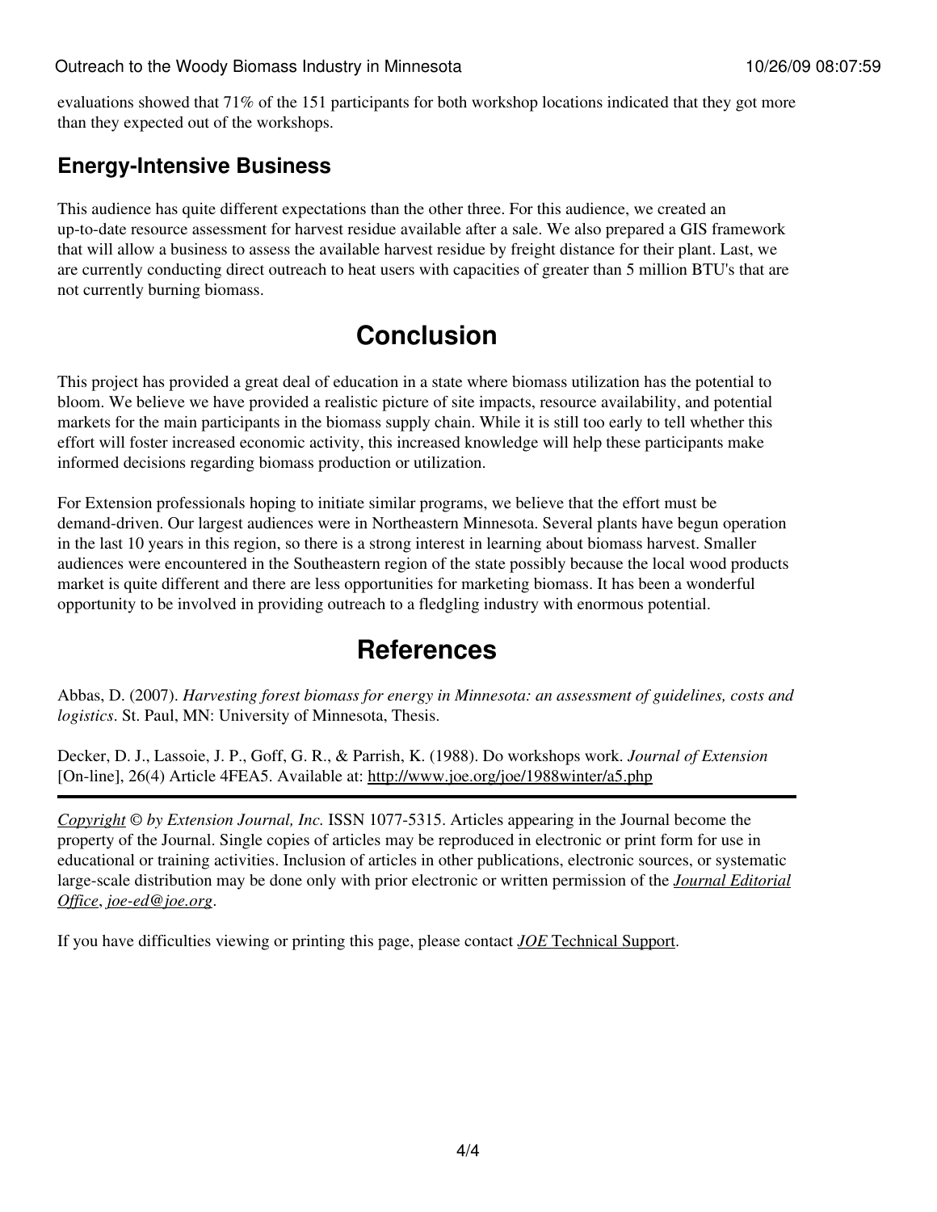evaluations showed that 71% of the 151 participants for both workshop locations indicated that they got more than they expected out of the workshops.

### Energy-Intensive Business

This audience has quite different expectations than the other three. For this audience, we created an up-to-date resource assessment for harvest residue available after a sale. We also prepared a GIS framework that will allow a business to assess the available harvest residue by freight distance for their plant. Last, we are currently conducting direct outreach to heat users with capacities of greater than 5 million BTU's that are not currently burning biomass.

## Conclusion

This project has provided a great deal of education in a state where biomass utilization has the potential to bloom. We believe we have provided a realistic picture of site impacts, resource availability, and potential markets for the main participants in the biomass supply chain. While it is still too early to tell whether this effort will foster increased economic activity, this increased knowledge will help these participants make informed decisions regarding biomass production or utilization.

For Extension professionals hoping to initiate similar programs, we believe that the effort must be demand-driven. Our largest audiences were in Northeastern Minnesota. Several plants have begun operation in the last 10 years in this region, so there is a strong interest in learning about biomass harvest. Smaller audiences were encountered in the Southeastern region of the state possibly because the local wood products market is quite different and there are less opportunities for marketing biomass. It has been a wonderful opportunity to be involved in providing outreach to a fledgling industry with enormous potential.

## References

Abbas, D. (2007). *Harvesting forest biomass for energy in Minnesota: an assessment of guidelines, costs and logistics*. St. Paul, MN: University of Minnesota, Thesis.

Decker, D. J., Lassoie, J. P., Goff, G. R., & Parrish, K. (1988). Do workshops work. *Journal of Extension* [On-line], 26(4) Article 4FEA5. Available at: http://www.joe.org/joe/1988winter/a5.php

---

*Copyright* © *by Extension Journal, Inc.* ISSN 1077-5315. Articles appearing in the Journal become the property of the Journal. Single copies of articles may be reproduced in electronic or print form for use in educational or training activities. Inclusion of articles in other publications, electronic sources, or systematic large-scale distribution may be done only with prior electronic or written permission of the *Journal Editorial Office*, *joe-ed@joe.org*.

If you have difficulties viewing or printing this page, please contact *JOE* Technical Support.